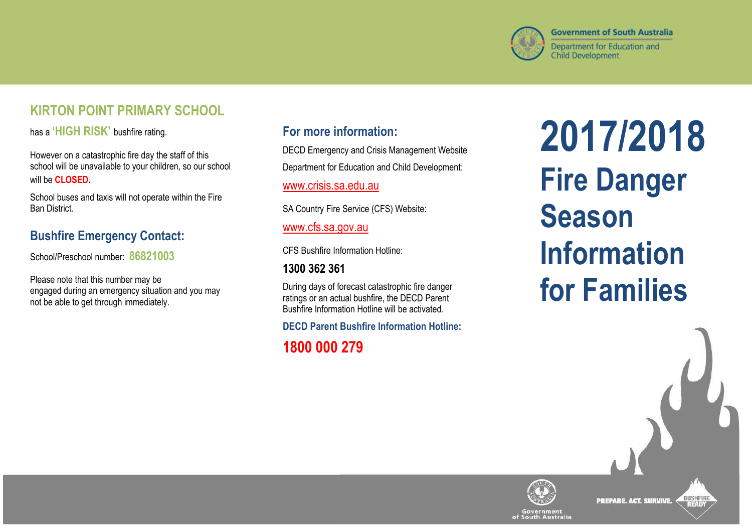# 2017/2018 Fire Danger Season Information for Families

Government of South Australia
Department for Education and Child Development

## KIRTON POINT PRIMARY SCHOOL

has a **'HIGH RISK'** bushfire rating.

However on a catastrophic fire day the staff of this school will be unavailable to your children, so our school will be **CLOSED**.

School buses and taxis will not operate within the Fire Ban District.

## Bushfire Emergency Contact:

School/Preschool number: **86821003**

Please note that this number may be engaged during an emergency situation and you may not be able to get through immediately.

## For more information:

DECD Emergency and Crisis Management Website

Department for Education and Child Development:

www.crisis.sa.edu.au

SA Country Fire Service (CFS) Website:

www.cfs.sa.gov.au

CFS Bushfire Information Hotline:

**1300 362 361**

During days of forecast catastrophic fire danger ratings or an actual bushfire, the DECD Parent Bushfire Information Hotline will be activated.

**DECD Parent Bushfire Information Hotline:**

**1800 000 279**

Government of South Australia

PREPARE. ACT. SURVIVE. BUSHFIRE READY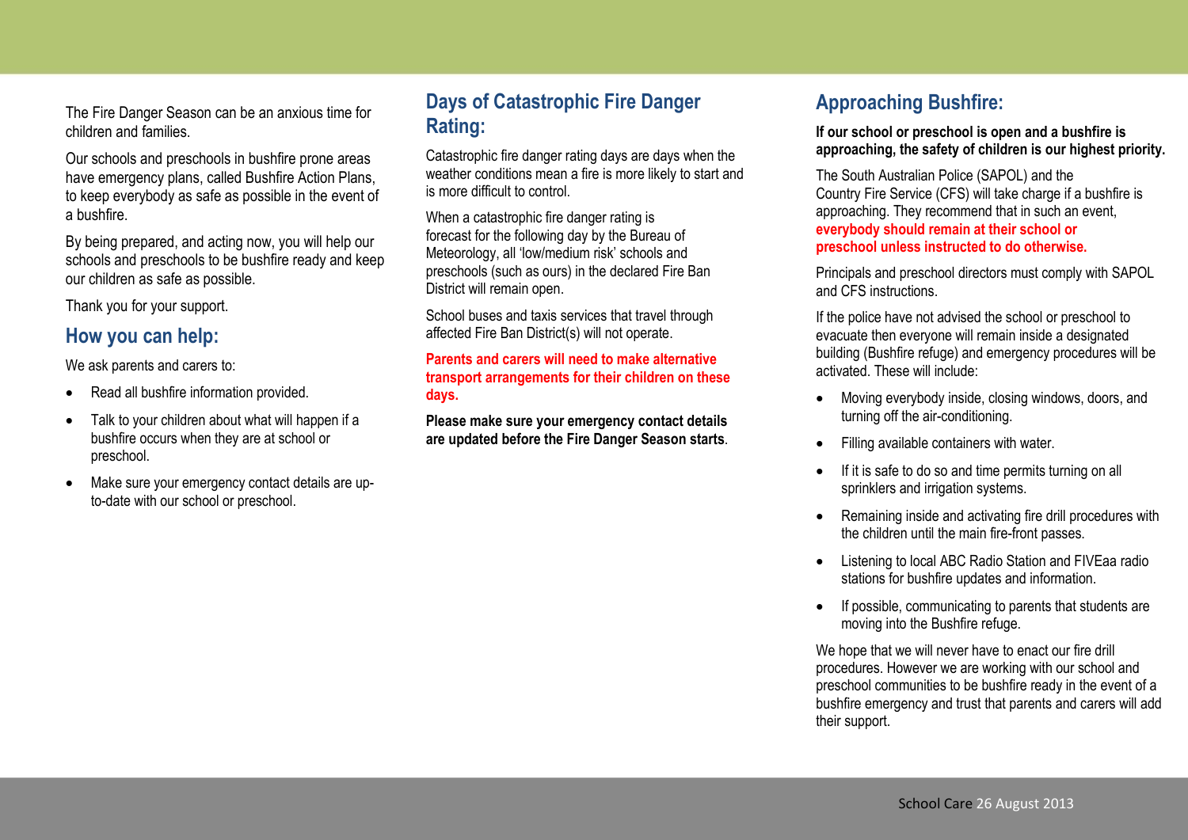The Fire Danger Season can be an anxious time for children and families.

Our schools and preschools in bushfire prone areas have emergency plans, called Bushfire Action Plans, to keep everybody as safe as possible in the event of a bushfire.

By being prepared, and acting now, you will help our schools and preschools to be bushfire ready and keep our children as safe as possible.

Thank you for your support.

## How you can help:

We ask parents and carers to:

- Read all bushfire information provided.
- Talk to your children about what will happen if a bushfire occurs when they are at school or preschool.
- Make sure your emergency contact details are up-to-date with our school or preschool.

## Days of Catastrophic Fire Danger Rating:

Catastrophic fire danger rating days are days when the weather conditions mean a fire is more likely to start and is more difficult to control.

When a catastrophic fire danger rating is forecast for the following day by the Bureau of Meteorology, all 'low/medium risk' schools and preschools (such as ours) in the declared Fire Ban District will remain open.

School buses and taxis services that travel through affected Fire Ban District(s) will not operate.

**Parents and carers will need to make alternative transport arrangements for their children on these days.**

**Please make sure your emergency contact details are updated before the Fire Danger Season starts**.

## Approaching Bushfire:

**If our school or preschool is open and a bushfire is approaching, the safety of children is our highest priority.**

The South Australian Police (SAPOL) and the Country Fire Service (CFS) will take charge if a bushfire is approaching. They recommend that in such an event, **everybody should remain at their school or preschool unless instructed to do otherwise.**

Principals and preschool directors must comply with SAPOL and CFS instructions.

If the police have not advised the school or preschool to evacuate then everyone will remain inside a designated building (Bushfire refuge) and emergency procedures will be activated. These will include:

- Moving everybody inside, closing windows, doors, and turning off the air-conditioning.
- Filling available containers with water.
- If it is safe to do so and time permits turning on all sprinklers and irrigation systems.
- Remaining inside and activating fire drill procedures with the children until the main fire-front passes.
- Listening to local ABC Radio Station and FIVEaa radio stations for bushfire updates and information.
- If possible, communicating to parents that students are moving into the Bushfire refuge.

We hope that we will never have to enact our fire drill procedures. However we are working with our school and preschool communities to be bushfire ready in the event of a bushfire emergency and trust that parents and carers will add their support.